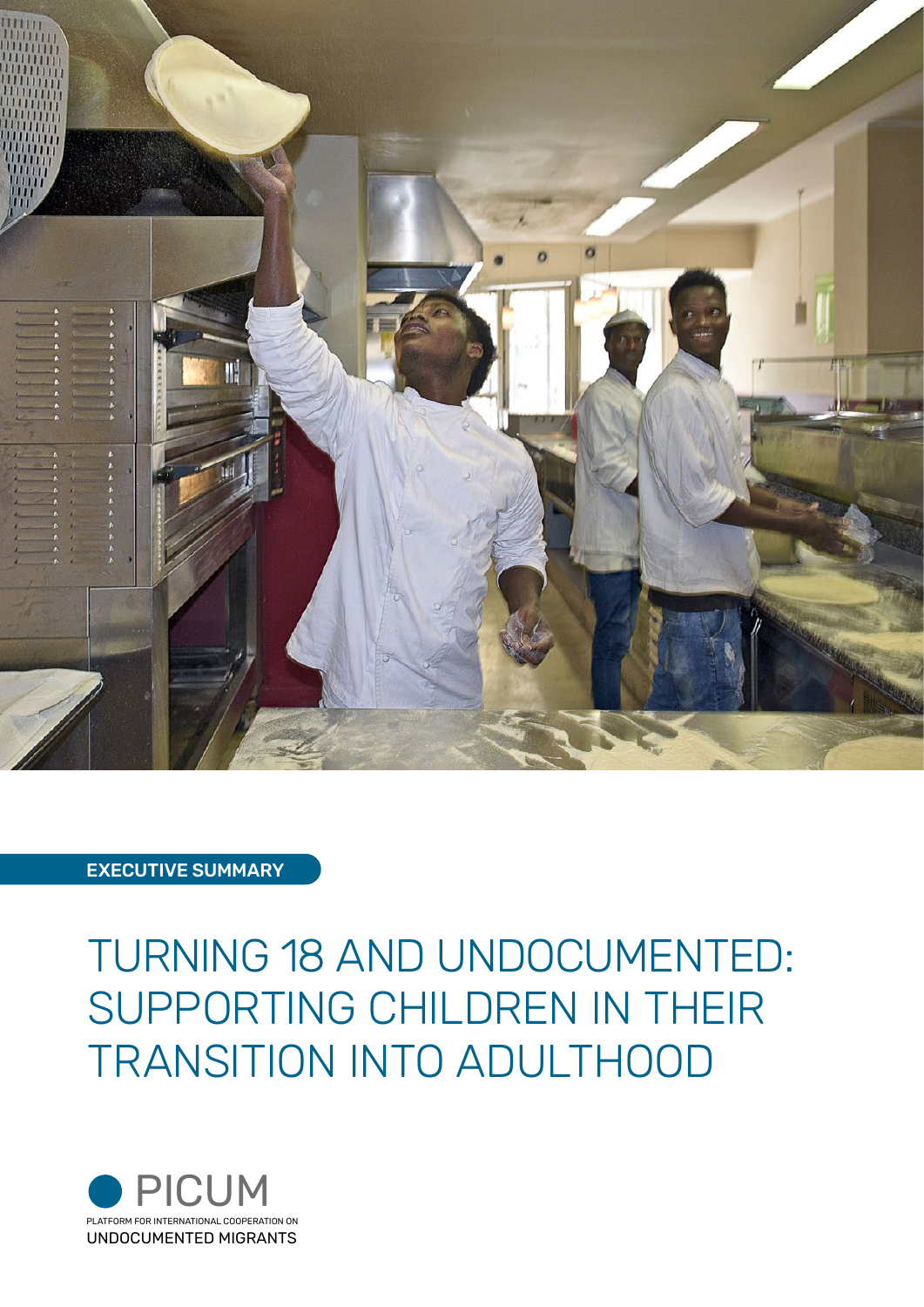EXECUTIVE SUMMARY

# TURNING 18 AND UNDOCUMENTED: SUPPORTING CHILDREN IN THEIR TRANSITION INTO ADULTHOOD

PICUM

PLATFORM FOR INTERNATIONAL COOPERATION ON UNDOCUMENTED MIGRANTS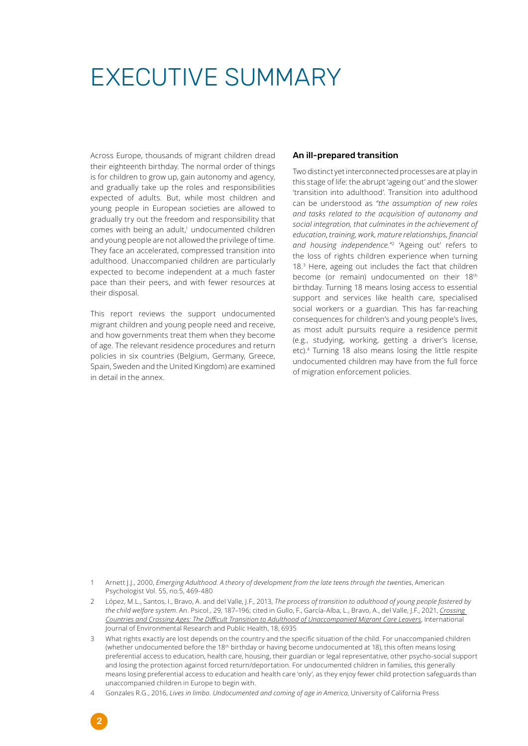# EXECUTIVE SUMMARY

Across Europe, thousands of migrant children dread their eighteenth birthday. The normal order of things is for children to grow up, gain autonomy and agency, and gradually take up the roles and responsibilities expected of adults. But, while most children and young people in European societies are allowed to gradually try out the freedom and responsibility that comes with being an adult,[1] undocumented children and young people are not allowed the privilege of time. They face an accelerated, compressed transition into adulthood. Unaccompanied children are particularly expected to become independent at a much faster pace than their peers, and with fewer resources at their disposal.

This report reviews the support undocumented migrant children and young people need and receive, and how governments treat them when they become of age. The relevant residence procedures and return policies in six countries (Belgium, Germany, Greece, Spain, Sweden and the United Kingdom) are examined in detail in the annex.

### An ill-prepared transition

Two distinct yet interconnected processes are at play in this stage of life: the abrupt 'ageing out' and the slower 'transition into adulthood'. Transition into adulthood can be understood as *"the assumption of new roles and tasks related to the acquisition of autonomy and social integration, that culminates in the achievement of education, training, work, mature relationships, financial and housing independence."*[2] 'Ageing out' refers to the loss of rights children experience when turning 18.[3] Here, ageing out includes the fact that children become (or remain) undocumented on their 18th birthday. Turning 18 means losing access to essential support and services like health care, specialised social workers or a guardian. This has far-reaching consequences for children's and young people's lives, as most adult pursuits require a residence permit (e.g., studying, working, getting a driver's license, etc).[4] Turning 18 also means losing the little respite undocumented children may have from the full force of migration enforcement policies.

1 Arnett J.J., 2000, *Emerging Adulthood. A theory of development from the late teens through the twenties*, American Psychologist Vol. 55, no.5, 469-480

2 López, M.L., Santos, I., Bravo, A. and del Valle, J.F., 2013, *The process of transition to adulthood of young people fostered by the child welfare system.* An. Psicol., 29, 187–196; cited in Gullo, F., García-Alba, L., Bravo, A., del Valle, J.F., 2021, *Crossing Countries and Crossing Ages: The Difficult Transition to Adulthood of Unaccompanied Migrant Care Leavers*, International Journal of Environmental Research and Public Health, 18, 6935

3 What rights exactly are lost depends on the country and the specific situation of the child. For unaccompanied children (whether undocumented before the 18th birthday or having become undocumented at 18), this often means losing preferential access to education, health care, housing, their guardian or legal representative, other psycho-social support and losing the protection against forced return/deportation. For undocumented children in families, this generally means losing preferential access to education and health care 'only', as they enjoy fewer child protection safeguards than unaccompanied children in Europe to begin with.

4 Gonzales R.G., 2016, *Lives in limbo. Undocumented and coming of age in America*, University of California Press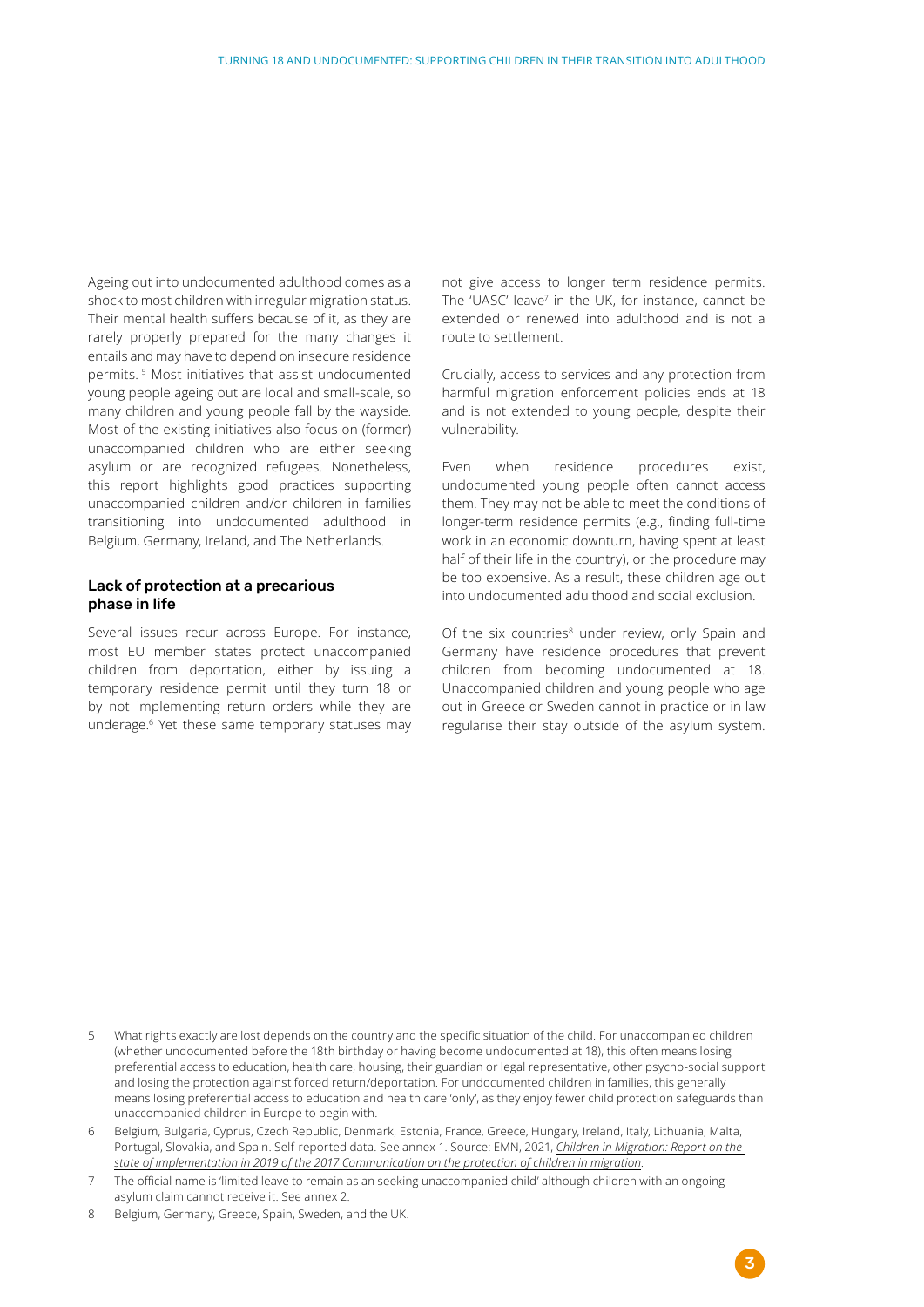Ageing out into undocumented adulthood comes as a shock to most children with irregular migration status. Their mental health suffers because of it, as they are rarely properly prepared for the many changes it entails and may have to depend on insecure residence permits. [5] Most initiatives that assist undocumented young people ageing out are local and small-scale, so many children and young people fall by the wayside. Most of the existing initiatives also focus on (former) unaccompanied children who are either seeking asylum or are recognized refugees. Nonetheless, this report highlights good practices supporting unaccompanied children and/or children in families transitioning into undocumented adulthood in Belgium, Germany, Ireland, and The Netherlands.

### Lack of protection at a precarious phase in life

Several issues recur across Europe. For instance, most EU member states protect unaccompanied children from deportation, either by issuing a temporary residence permit until they turn 18 or by not implementing return orders while they are underage.[6] Yet these same temporary statuses may not give access to longer term residence permits. The 'UASC' leave[7] in the UK, for instance, cannot be extended or renewed into adulthood and is not a route to settlement.

Crucially, access to services and any protection from harmful migration enforcement policies ends at 18 and is not extended to young people, despite their vulnerability.

Even when residence procedures exist, undocumented young people often cannot access them. They may not be able to meet the conditions of longer-term residence permits (e.g., finding full-time work in an economic downturn, having spent at least half of their life in the country), or the procedure may be too expensive. As a result, these children age out into undocumented adulthood and social exclusion.

Of the six countries[8] under review, only Spain and Germany have residence procedures that prevent children from becoming undocumented at 18. Unaccompanied children and young people who age out in Greece or Sweden cannot in practice or in law regularise their stay outside of the asylum system.

---

5 What rights exactly are lost depends on the country and the specific situation of the child. For unaccompanied children (whether undocumented before the 18th birthday or having become undocumented at 18), this often means losing preferential access to education, health care, housing, their guardian or legal representative, other psycho-social support and losing the protection against forced return/deportation. For undocumented children in families, this generally means losing preferential access to education and health care 'only', as they enjoy fewer child protection safeguards than unaccompanied children in Europe to begin with.

6 Belgium, Bulgaria, Cyprus, Czech Republic, Denmark, Estonia, France, Greece, Hungary, Ireland, Italy, Lithuania, Malta, Portugal, Slovakia, and Spain. Self-reported data. See annex 1. Source: EMN, 2021, *Children in Migration: Report on the state of implementation in 2019 of the 2017 Communication on the protection of children in migration*.

7 The official name is 'limited leave to remain as an seeking unaccompanied child' although children with an ongoing asylum claim cannot receive it. See annex 2.

8 Belgium, Germany, Greece, Spain, Sweden, and the UK.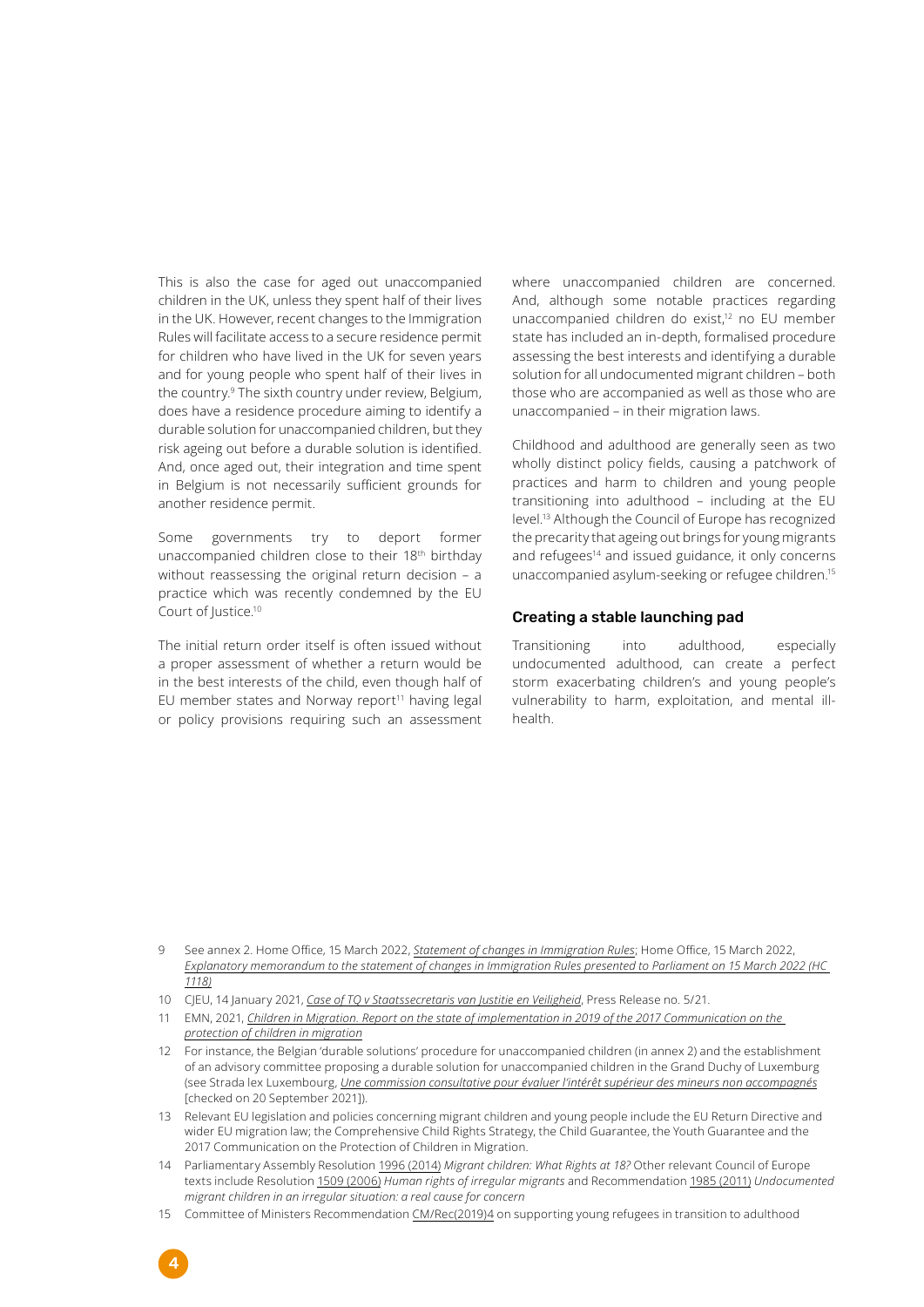This is also the case for aged out unaccompanied children in the UK, unless they spent half of their lives in the UK. However, recent changes to the Immigration Rules will facilitate access to a secure residence permit for children who have lived in the UK for seven years and for young people who spent half of their lives in the country.[9] The sixth country under review, Belgium, does have a residence procedure aiming to identify a durable solution for unaccompanied children, but they risk ageing out before a durable solution is identified. And, once aged out, their integration and time spent in Belgium is not necessarily sufficient grounds for another residence permit.

Some governments try to deport former unaccompanied children close to their 18th birthday without reassessing the original return decision – a practice which was recently condemned by the EU Court of Justice.[10]

The initial return order itself is often issued without a proper assessment of whether a return would be in the best interests of the child, even though half of EU member states and Norway report[11] having legal or policy provisions requiring such an assessment where unaccompanied children are concerned. And, although some notable practices regarding unaccompanied children do exist,[12] no EU member state has included an in-depth, formalised procedure assessing the best interests and identifying a durable solution for all undocumented migrant children – both those who are accompanied as well as those who are unaccompanied – in their migration laws.

Childhood and adulthood are generally seen as two wholly distinct policy fields, causing a patchwork of practices and harm to children and young people transitioning into adulthood – including at the EU level.[13] Although the Council of Europe has recognized the precarity that ageing out brings for young migrants and refugees[14] and issued guidance, it only concerns unaccompanied asylum-seeking or refugee children.[15]

### Creating a stable launching pad

Transitioning into adulthood, especially undocumented adulthood, can create a perfect storm exacerbating children's and young people's vulnerability to harm, exploitation, and mental ill-health.

---

9 See annex 2. Home Office, 15 March 2022, *Statement of changes in Immigration Rules*; Home Office, 15 March 2022, *Explanatory memorandum to the statement of changes in Immigration Rules presented to Parliament on 15 March 2022 (HC 1118)*

10 CJEU, 14 January 2021, *Case of TQ v Staatssecretaris van Justitie en Veiligheid*, Press Release no. 5/21.

11 EMN, 2021, *Children in Migration. Report on the state of implementation in 2019 of the 2017 Communication on the protection of children in migration*

12 For instance, the Belgian 'durable solutions' procedure for unaccompanied children (in annex 2) and the establishment of an advisory committee proposing a durable solution for unaccompanied children in the Grand Duchy of Luxemburg (see Strada lex Luxembourg, *Une commission consultative pour évaluer l'intérêt supérieur des mineurs non accompagnés* [checked on 20 September 2021]).

13 Relevant EU legislation and policies concerning migrant children and young people include the EU Return Directive and wider EU migration law; the Comprehensive Child Rights Strategy, the Child Guarantee, the Youth Guarantee and the 2017 Communication on the Protection of Children in Migration.

14 Parliamentary Assembly Resolution 1996 (2014) *Migrant children: What Rights at 18?* Other relevant Council of Europe texts include Resolution 1509 (2006) *Human rights of irregular migrants* and Recommendation 1985 (2011) *Undocumented migrant children in an irregular situation: a real cause for concern*

15 Committee of Ministers Recommendation CM/Rec(2019)4 on supporting young refugees in transition to adulthood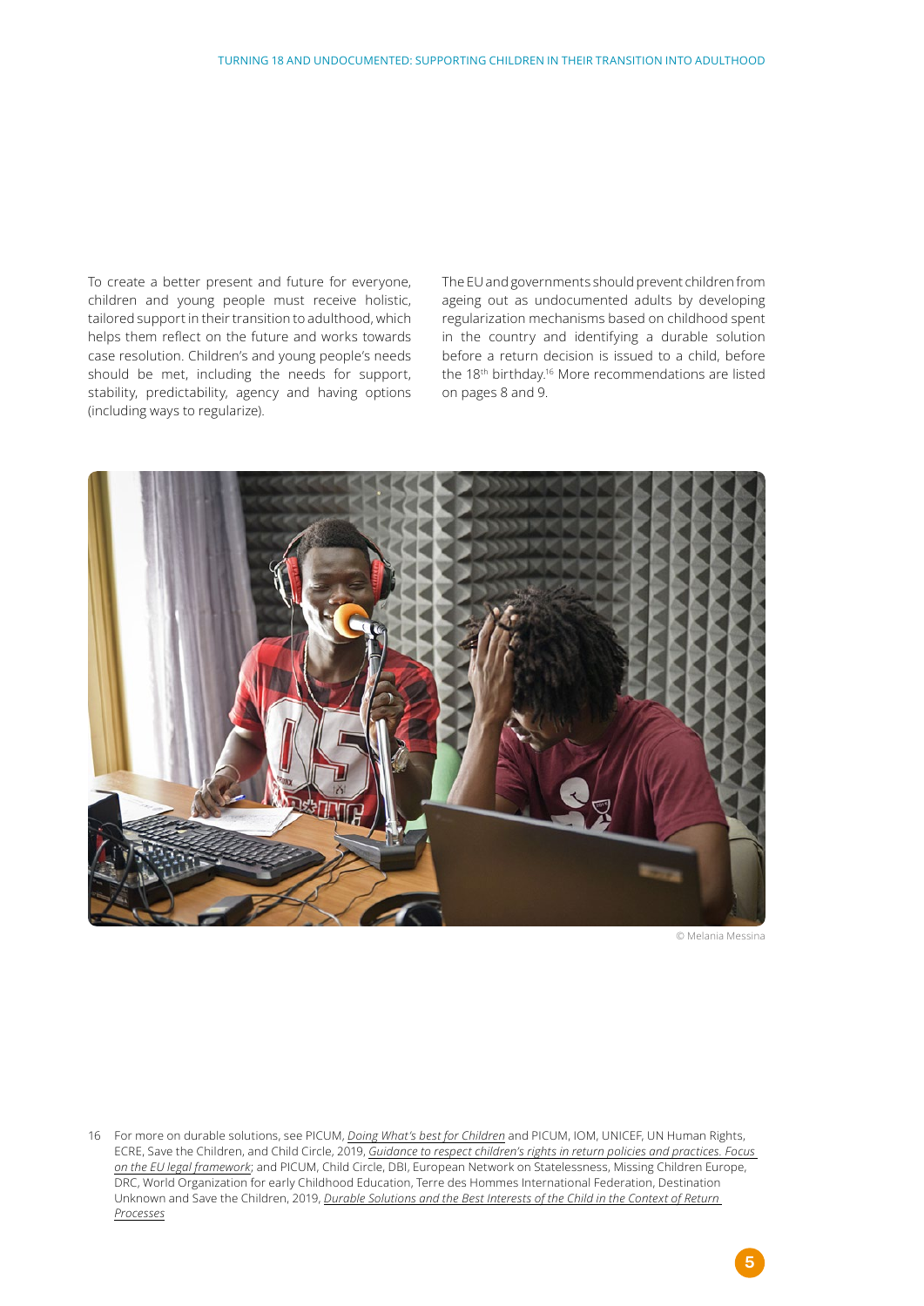To create a better present and future for everyone, children and young people must receive holistic, tailored support in their transition to adulthood, which helps them reflect on the future and works towards case resolution. Children's and young people's needs should be met, including the needs for support, stability, predictability, agency and having options (including ways to regularize).

The EU and governments should prevent children from ageing out as undocumented adults by developing regularization mechanisms based on childhood spent in the country and identifying a durable solution before a return decision is issued to a child, before the 18th birthday.[16] More recommendations are listed on pages 8 and 9.

© Melania Messina

16 For more on durable solutions, see PICUM, *Doing What's best for Children* and PICUM, IOM, UNICEF, UN Human Rights, ECRE, Save the Children, and Child Circle, 2019, *Guidance to respect children's rights in return policies and practices. Focus on the EU legal framework*; and PICUM, Child Circle, DBI, European Network on Statelessness, Missing Children Europe, DRC, World Organization for early Childhood Education, Terre des Hommes International Federation, Destination Unknown and Save the Children, 2019, *Durable Solutions and the Best Interests of the Child in the Context of Return Processes*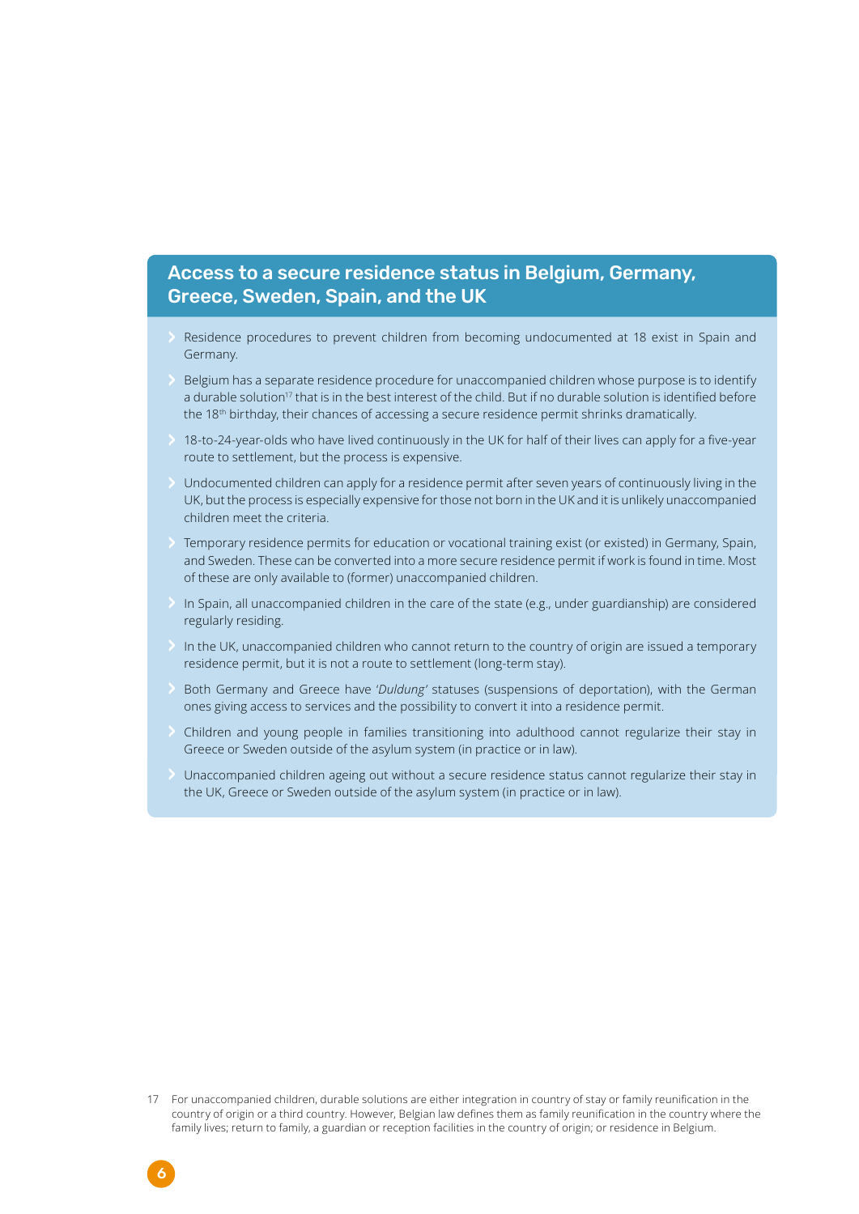## Access to a secure residence status in Belgium, Germany, Greece, Sweden, Spain, and the UK

- Residence procedures to prevent children from becoming undocumented at 18 exist in Spain and Germany.
- Belgium has a separate residence procedure for unaccompanied children whose purpose is to identify a durable solution[17] that is in the best interest of the child. But if no durable solution is identified before the 18th birthday, their chances of accessing a secure residence permit shrinks dramatically.
- 18-to-24-year-olds who have lived continuously in the UK for half of their lives can apply for a five-year route to settlement, but the process is expensive.
- Undocumented children can apply for a residence permit after seven years of continuously living in the UK, but the process is especially expensive for those not born in the UK and it is unlikely unaccompanied children meet the criteria.
- Temporary residence permits for education or vocational training exist (or existed) in Germany, Spain, and Sweden. These can be converted into a more secure residence permit if work is found in time. Most of these are only available to (former) unaccompanied children.
- In Spain, all unaccompanied children in the care of the state (e.g., under guardianship) are considered regularly residing.
- In the UK, unaccompanied children who cannot return to the country of origin are issued a temporary residence permit, but it is not a route to settlement (long-term stay).
- Both Germany and Greece have '*Duldung*' statuses (suspensions of deportation), with the German ones giving access to services and the possibility to convert it into a residence permit.
- Children and young people in families transitioning into adulthood cannot regularize their stay in Greece or Sweden outside of the asylum system (in practice or in law).
- Unaccompanied children ageing out without a secure residence status cannot regularize their stay in the UK, Greece or Sweden outside of the asylum system (in practice or in law).

17 For unaccompanied children, durable solutions are either integration in country of stay or family reunification in the country of origin or a third country. However, Belgian law defines them as family reunification in the country where the family lives; return to family, a guardian or reception facilities in the country of origin; or residence in Belgium.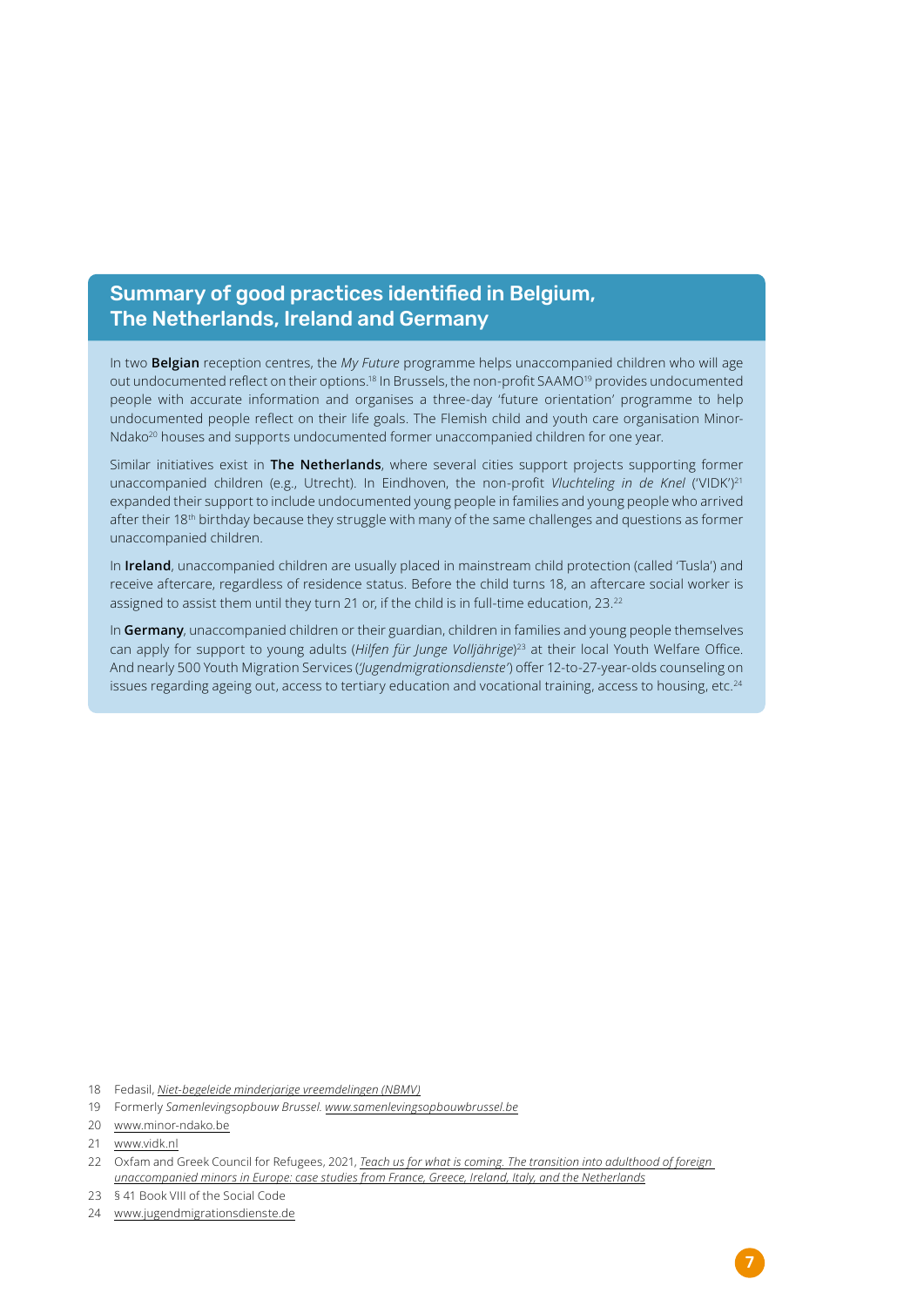## Summary of good practices identified in Belgium, The Netherlands, Ireland and Germany

In two **Belgian** reception centres, the *My Future* programme helps unaccompanied children who will age out undocumented reflect on their options.[18] In Brussels, the non-profit SAAMO[19] provides undocumented people with accurate information and organises a three-day 'future orientation' programme to help undocumented people reflect on their life goals. The Flemish child and youth care organisation Minor-Ndako[20] houses and supports undocumented former unaccompanied children for one year.

Similar initiatives exist in **The Netherlands**, where several cities support projects supporting former unaccompanied children (e.g., Utrecht). In Eindhoven, the non-profit *Vluchteling in de Knel* ('VIDK')[21] expanded their support to include undocumented young people in families and young people who arrived after their 18th birthday because they struggle with many of the same challenges and questions as former unaccompanied children.

In **Ireland**, unaccompanied children are usually placed in mainstream child protection (called 'Tusla') and receive aftercare, regardless of residence status. Before the child turns 18, an aftercare social worker is assigned to assist them until they turn 21 or, if the child is in full-time education, 23.[22]

In **Germany**, unaccompanied children or their guardian, children in families and young people themselves can apply for support to young adults (*Hilfen für Junge Volljährige*)[23] at their local Youth Welfare Office. And nearly 500 Youth Migration Services (*'Jugendmigrationsdienste'*) offer 12-to-27-year-olds counseling on issues regarding ageing out, access to tertiary education and vocational training, access to housing, etc.[24]

---

18 Fedasil, *Niet-begeleide minderjarige vreemdelingen (NBMV)*

19 Formerly *Samenlevingsopbouw Brussel.* www.samenlevingsopbouwbrussel.be

20 www.minor-ndako.be

21 www.vidk.nl

22 Oxfam and Greek Council for Refugees, 2021, *Teach us for what is coming. The transition into adulthood of foreign unaccompanied minors in Europe: case studies from France, Greece, Ireland, Italy, and the Netherlands*

23 § 41 Book VIII of the Social Code

24 www.jugendmigrationsdienste.de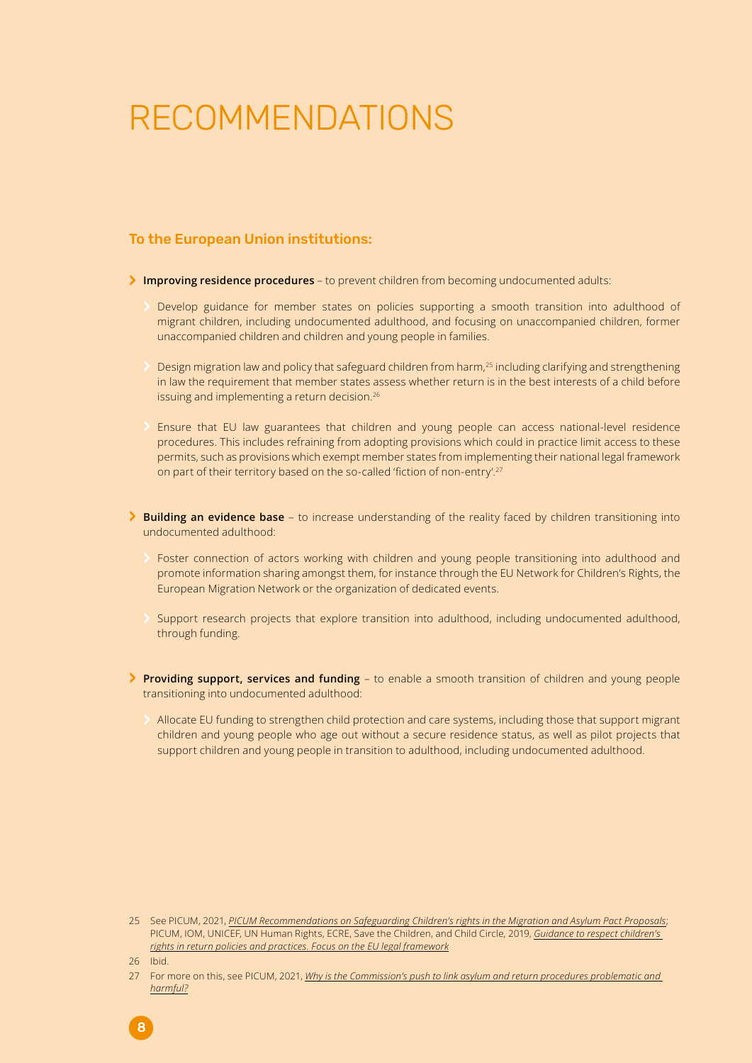# RECOMMENDATIONS

## To the European Union institutions:

- **Improving residence procedures** – to prevent children from becoming undocumented adults:
  - Develop guidance for member states on policies supporting a smooth transition into adulthood of migrant children, including undocumented adulthood, and focusing on unaccompanied children, former unaccompanied children and children and young people in families.
  - Design migration law and policy that safeguard children from harm,[25] including clarifying and strengthening in law the requirement that member states assess whether return is in the best interests of a child before issuing and implementing a return decision.[26]
  - Ensure that EU law guarantees that children and young people can access national-level residence procedures. This includes refraining from adopting provisions which could in practice limit access to these permits, such as provisions which exempt member states from implementing their national legal framework on part of their territory based on the so-called 'fiction of non-entry'.[27]

- **Building an evidence base** – to increase understanding of the reality faced by children transitioning into undocumented adulthood:
  - Foster connection of actors working with children and young people transitioning into adulthood and promote information sharing amongst them, for instance through the EU Network for Children's Rights, the European Migration Network or the organization of dedicated events.
  - Support research projects that explore transition into adulthood, including undocumented adulthood, through funding.

- **Providing support, services and funding** – to enable a smooth transition of children and young people transitioning into undocumented adulthood:
  - Allocate EU funding to strengthen child protection and care systems, including those that support migrant children and young people who age out without a secure residence status, as well as pilot projects that support children and young people in transition to adulthood, including undocumented adulthood.

---

25 See PICUM, 2021, *PICUM Recommendations on Safeguarding Children's rights in the Migration and Asylum Pact Proposals*; PICUM, IOM, UNICEF, UN Human Rights, ECRE, Save the Children, and Child Circle, 2019, *Guidance to respect children's rights in return policies and practices. Focus on the EU legal framework*

26 Ibid.

27 For more on this, see PICUM, 2021, *Why is the Commission's push to link asylum and return procedures problematic and harmful?*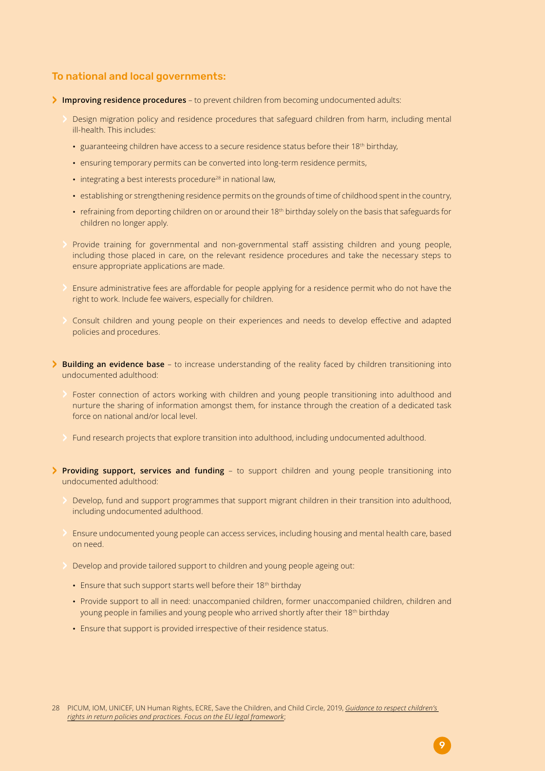## To national and local governments:

- **Improving residence procedures** – to prevent children from becoming undocumented adults:
  - Design migration policy and residence procedures that safeguard children from harm, including mental ill-health. This includes:
    - guaranteeing children have access to a secure residence status before their 18th birthday,
    - ensuring temporary permits can be converted into long-term residence permits,
    - integrating a best interests procedure[28] in national law,
    - establishing or strengthening residence permits on the grounds of time of childhood spent in the country,
    - refraining from deporting children on or around their 18th birthday solely on the basis that safeguards for children no longer apply.
  - Provide training for governmental and non-governmental staff assisting children and young people, including those placed in care, on the relevant residence procedures and take the necessary steps to ensure appropriate applications are made.
  - Ensure administrative fees are affordable for people applying for a residence permit who do not have the right to work. Include fee waivers, especially for children.
  - Consult children and young people on their experiences and needs to develop effective and adapted policies and procedures.

- **Building an evidence base** – to increase understanding of the reality faced by children transitioning into undocumented adulthood:
  - Foster connection of actors working with children and young people transitioning into adulthood and nurture the sharing of information amongst them, for instance through the creation of a dedicated task force on national and/or local level.
  - Fund research projects that explore transition into adulthood, including undocumented adulthood.

- **Providing support, services and funding** – to support children and young people transitioning into undocumented adulthood:
  - Develop, fund and support programmes that support migrant children in their transition into adulthood, including undocumented adulthood.
  - Ensure undocumented young people can access services, including housing and mental health care, based on need.
  - Develop and provide tailored support to children and young people ageing out:
    - Ensure that such support starts well before their 18th birthday
    - Provide support to all in need: unaccompanied children, former unaccompanied children, children and young people in families and young people who arrived shortly after their 18th birthday
    - Ensure that support is provided irrespective of their residence status.

28 PICUM, IOM, UNICEF, UN Human Rights, ECRE, Save the Children, and Child Circle, 2019, *Guidance to respect children's rights in return policies and practices. Focus on the EU legal framework*;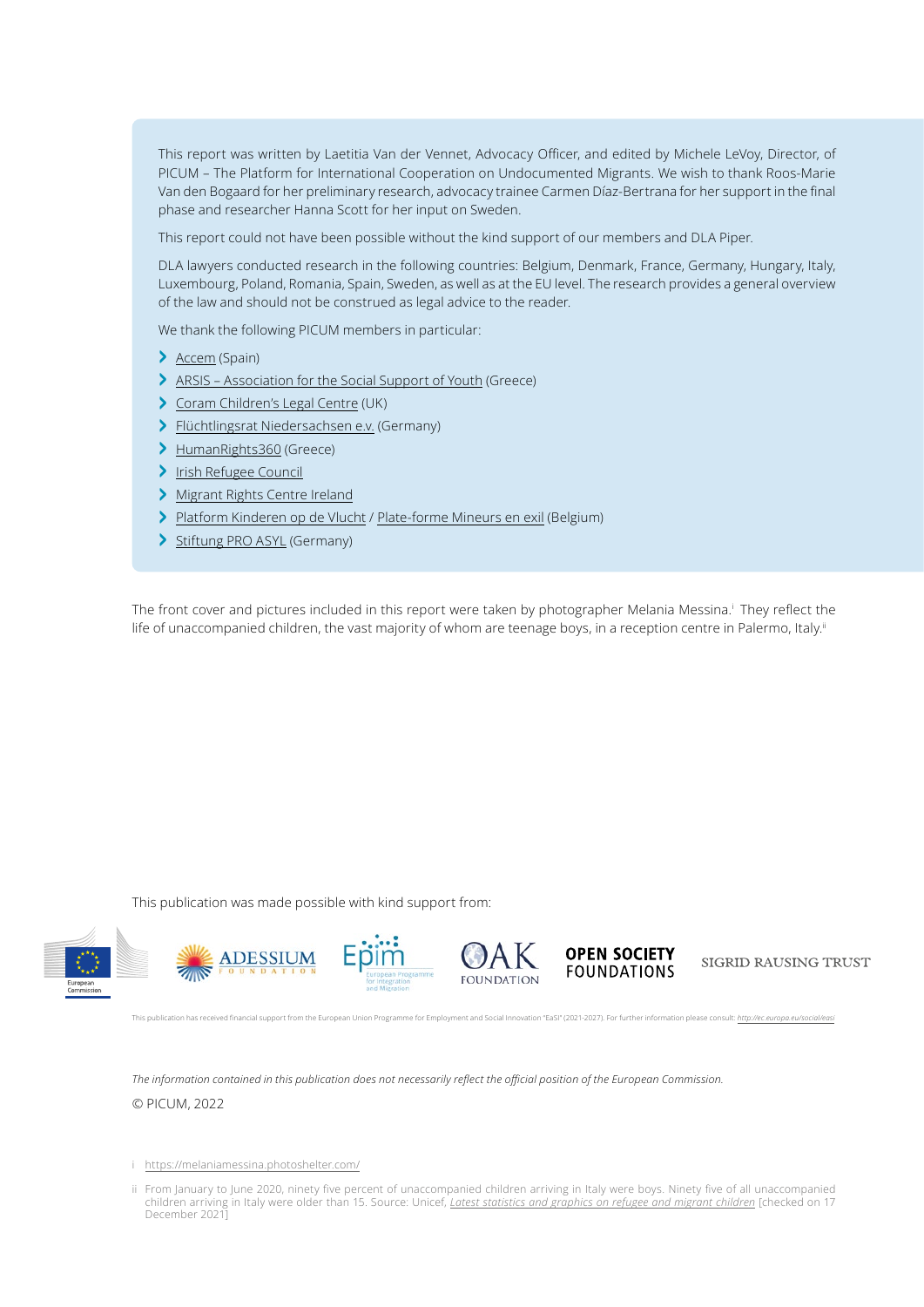This report was written by Laetitia Van der Vennet, Advocacy Officer, and edited by Michele LeVoy, Director, of PICUM – The Platform for International Cooperation on Undocumented Migrants. We wish to thank Roos-Marie Van den Bogaard for her preliminary research, advocacy trainee Carmen Díaz-Bertrana for her support in the final phase and researcher Hanna Scott for her input on Sweden.

This report could not have been possible without the kind support of our members and DLA Piper.

DLA lawyers conducted research in the following countries: Belgium, Denmark, France, Germany, Hungary, Italy, Luxembourg, Poland, Romania, Spain, Sweden, as well as at the EU level. The research provides a general overview of the law and should not be construed as legal advice to the reader.

We thank the following PICUM members in particular:

- Accem (Spain)
- ARSIS – Association for the Social Support of Youth (Greece)
- Coram Children's Legal Centre (UK)
- Flüchtlingsrat Niedersachsen e.v. (Germany)
- HumanRights360 (Greece)
- Irish Refugee Council
- Migrant Rights Centre Ireland
- Platform Kinderen op de Vlucht / Plate-forme Mineurs en exil (Belgium)
- Stiftung PRO ASYL (Germany)

The front cover and pictures included in this report were taken by photographer Melania Messina.[i] They reflect the life of unaccompanied children, the vast majority of whom are teenage boys, in a reception centre in Palermo, Italy.[ii]

This publication was made possible with kind support from:

European Commission · ADESSIUM FOUNDATION · Epim – European Programme for Integration and Migration · OAK FOUNDATION · OPEN SOCIETY FOUNDATIONS · SIGRID RAUSING TRUST

This publication has received financial support from the European Union Programme for Employment and Social Innovation "EaSI" (2021-2027). For further information please consult: *http://ec.europa.eu/social/easi*

*The information contained in this publication does not necessarily reflect the official position of the European Commission.*

© PICUM, 2022

i https://melaniamessina.photoshelter.com/

ii From January to June 2020, ninety five percent of unaccompanied children arriving in Italy were boys. Ninety five of all unaccompanied children arriving in Italy were older than 15. Source: Unicef, *Latest statistics and graphics on refugee and migrant children* [checked on 17 December 2021]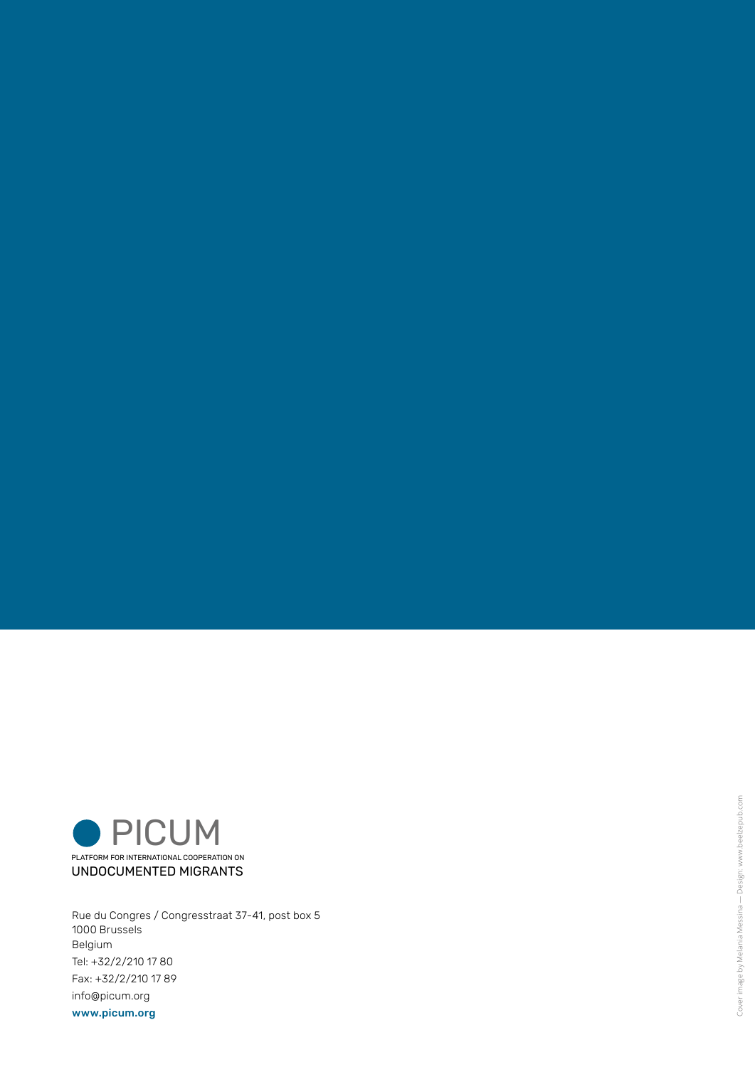PICUM

PLATFORM FOR INTERNATIONAL COOPERATION ON
UNDOCUMENTED MIGRANTS

Rue du Congres / Congresstraat 37-41, post box 5
1000 Brussels
Belgium
Tel: +32/2/210 17 80
Fax: +32/2/210 17 89
info@picum.org
**www.picum.org**

Cover image by Melania Messina — Design: www.beelzepub.com